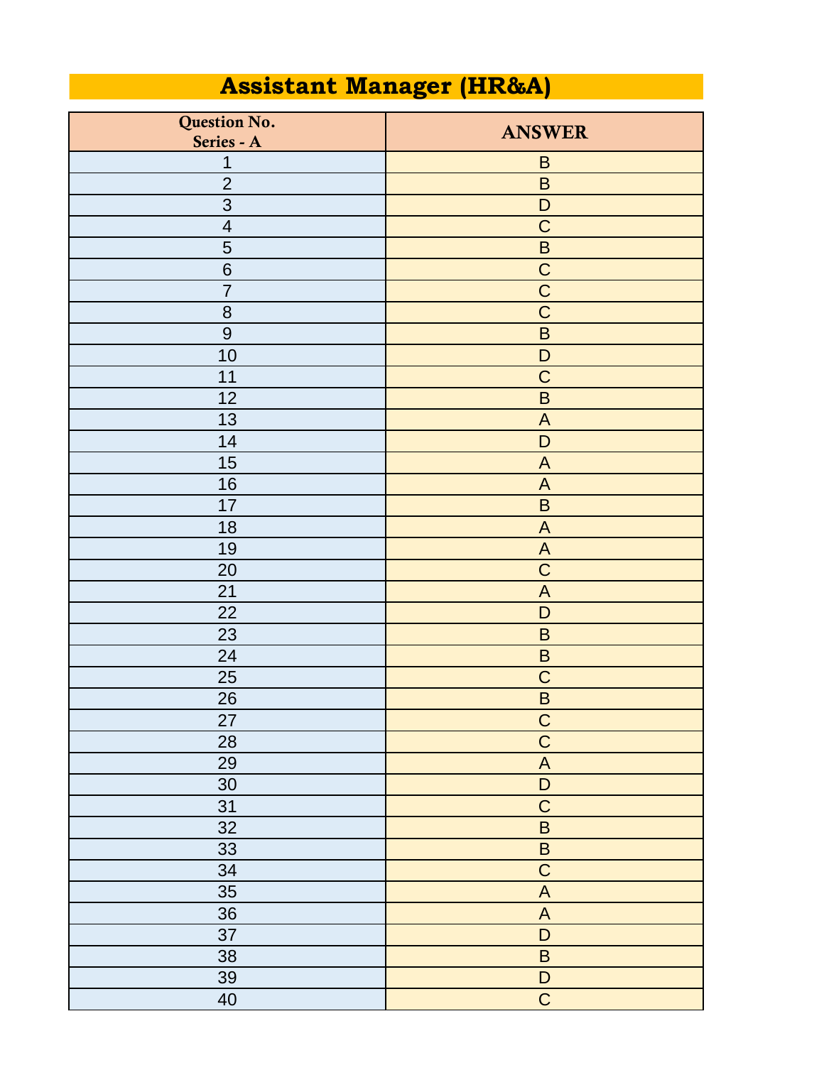# Assistant Manager (HR&A)

| Question No. Series - A | ANSWER |
|---|---|
| 1 | B |
| 2 | B |
| 3 | D |
| 4 | C |
| 5 | B |
| 6 | C |
| 7 | C |
| 8 | C |
| 9 | B |
| 10 | D |
| 11 | C |
| 12 | B |
| 13 | A |
| 14 | D |
| 15 | A |
| 16 | A |
| 17 | B |
| 18 | A |
| 19 | A |
| 20 | C |
| 21 | A |
| 22 | D |
| 23 | B |
| 24 | B |
| 25 | C |
| 26 | B |
| 27 | C |
| 28 | C |
| 29 | A |
| 30 | D |
| 31 | C |
| 32 | B |
| 33 | B |
| 34 | C |
| 35 | A |
| 36 | A |
| 37 | D |
| 38 | B |
| 39 | D |
| 40 | C |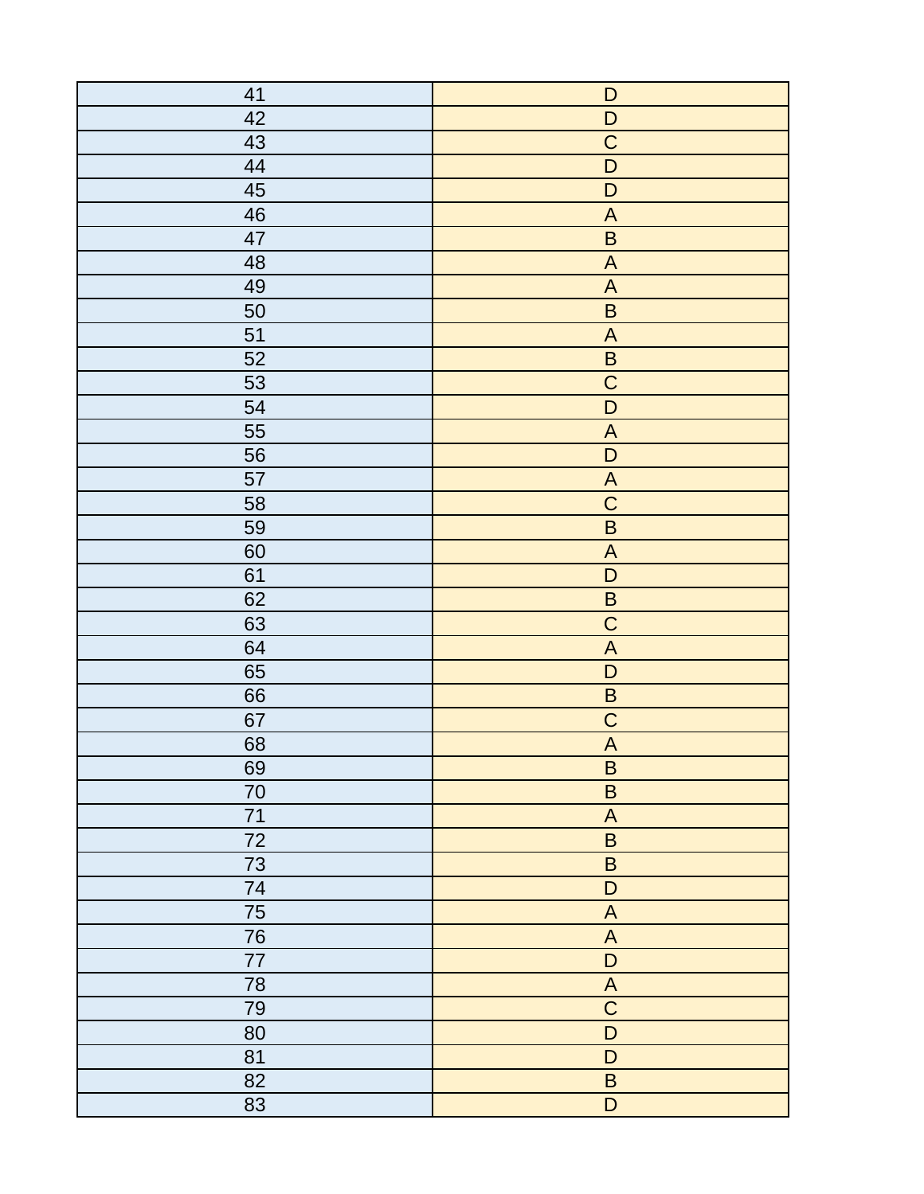| 41 | D |
|---|---|
| 42 | D |
| 43 | C |
| 44 | D |
| 45 | D |
| 46 | A |
| 47 | B |
| 48 | A |
| 49 | A |
| 50 | B |
| 51 | A |
| 52 | B |
| 53 | C |
| 54 | D |
| 55 | A |
| 56 | D |
| 57 | A |
| 58 | C |
| 59 | B |
| 60 | A |
| 61 | D |
| 62 | B |
| 63 | C |
| 64 | A |
| 65 | D |
| 66 | B |
| 67 | C |
| 68 | A |
| 69 | B |
| 70 | B |
| 71 | A |
| 72 | B |
| 73 | B |
| 74 | D |
| 75 | A |
| 76 | A |
| 77 | D |
| 78 | A |
| 79 | C |
| 80 | D |
| 81 | D |
| 82 | B |
| 83 | D |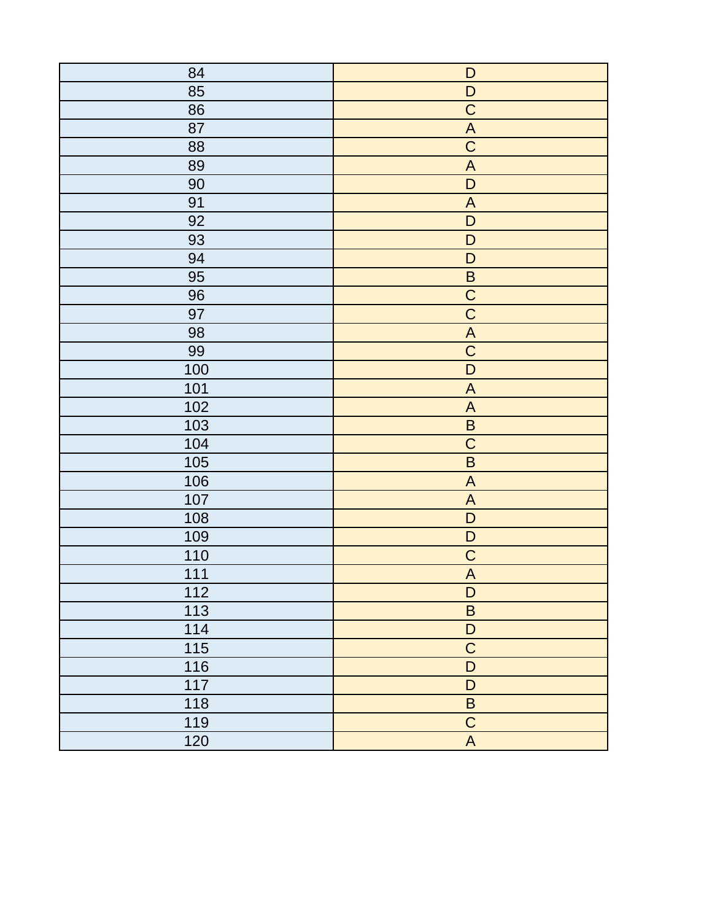| | |
|---|---|
| 84 | D |
| 85 | D |
| 86 | C |
| 87 | A |
| 88 | C |
| 89 | A |
| 90 | D |
| 91 | A |
| 92 | D |
| 93 | D |
| 94 | D |
| 95 | B |
| 96 | C |
| 97 | C |
| 98 | A |
| 99 | C |
| 100 | D |
| 101 | A |
| 102 | A |
| 103 | B |
| 104 | C |
| 105 | B |
| 106 | A |
| 107 | A |
| 108 | D |
| 109 | D |
| 110 | C |
| 111 | A |
| 112 | D |
| 113 | B |
| 114 | D |
| 115 | C |
| 116 | D |
| 117 | D |
| 118 | B |
| 119 | C |
| 120 | A |